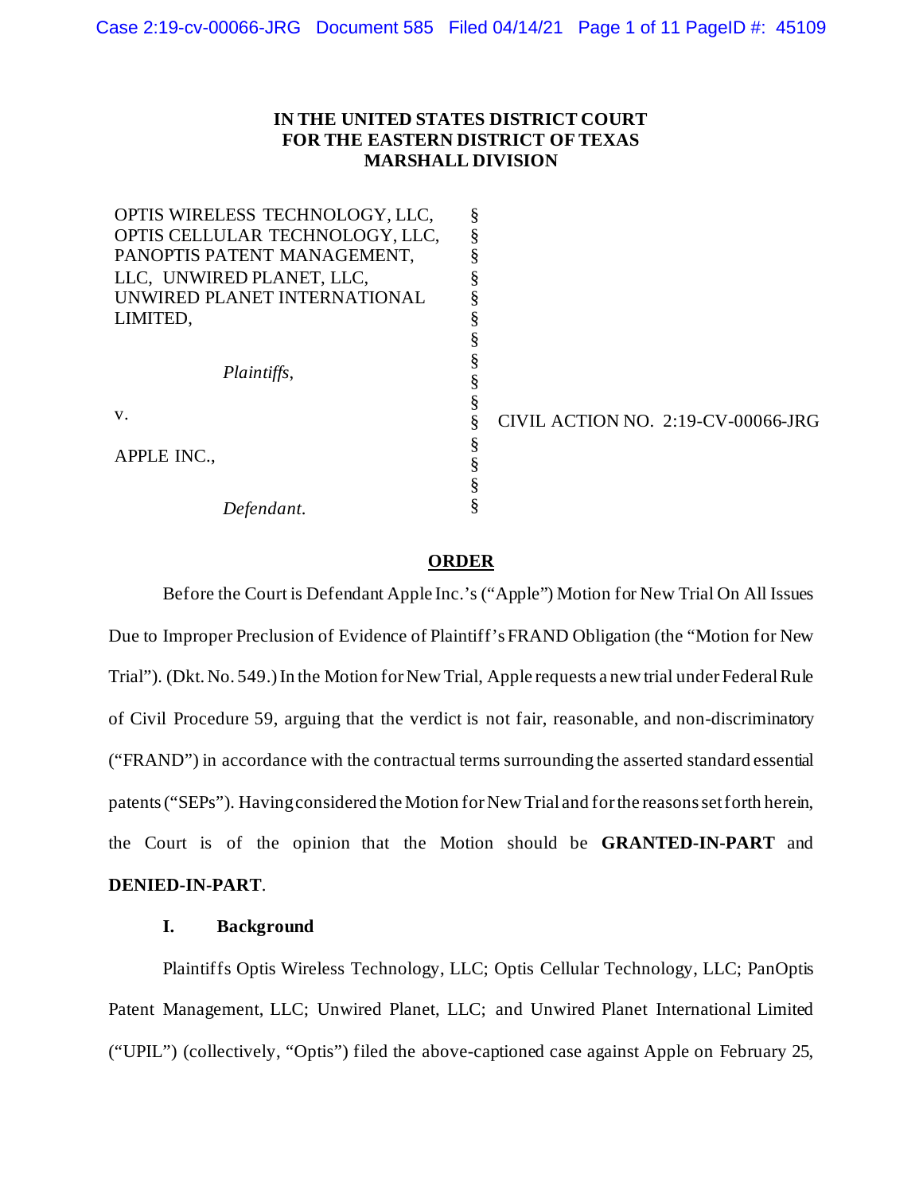**IN THE UNITED STATES DISTRICT COURT**
**FOR THE EASTERN DISTRICT OF TEXAS**
**MARSHALL DIVISION**

| | | |
|---|---|---|
| OPTIS WIRELESS TECHNOLOGY, LLC, OPTIS CELLULAR TECHNOLOGY, LLC, PANOPTIS PATENT MANAGEMENT, LLC, UNWIRED PLANET, LLC, UNWIRED PLANET INTERNATIONAL LIMITED, | § | |
| *Plaintiffs,* | § | |
| v. | § | CIVIL ACTION NO. 2:19-CV-00066-JRG |
| APPLE INC., | § | |
| *Defendant.* | § | |

## ORDER

Before the Court is Defendant Apple Inc.'s ("Apple") Motion for New Trial On All Issues Due to Improper Preclusion of Evidence of Plaintiff's FRAND Obligation (the "Motion for New Trial"). (Dkt. No. 549.) In the Motion for New Trial, Apple requests a new trial under Federal Rule of Civil Procedure 59, arguing that the verdict is not fair, reasonable, and non-discriminatory ("FRAND") in accordance with the contractual terms surrounding the asserted standard essential patents ("SEPs"). Having considered the Motion for New Trial and for the reasons set forth herein, the Court is of the opinion that the Motion should be **GRANTED-IN-PART** and **DENIED-IN-PART**.

### I. Background

Plaintiffs Optis Wireless Technology, LLC; Optis Cellular Technology, LLC; PanOptis Patent Management, LLC; Unwired Planet, LLC; and Unwired Planet International Limited ("UPIL") (collectively, "Optis") filed the above-captioned case against Apple on February 25,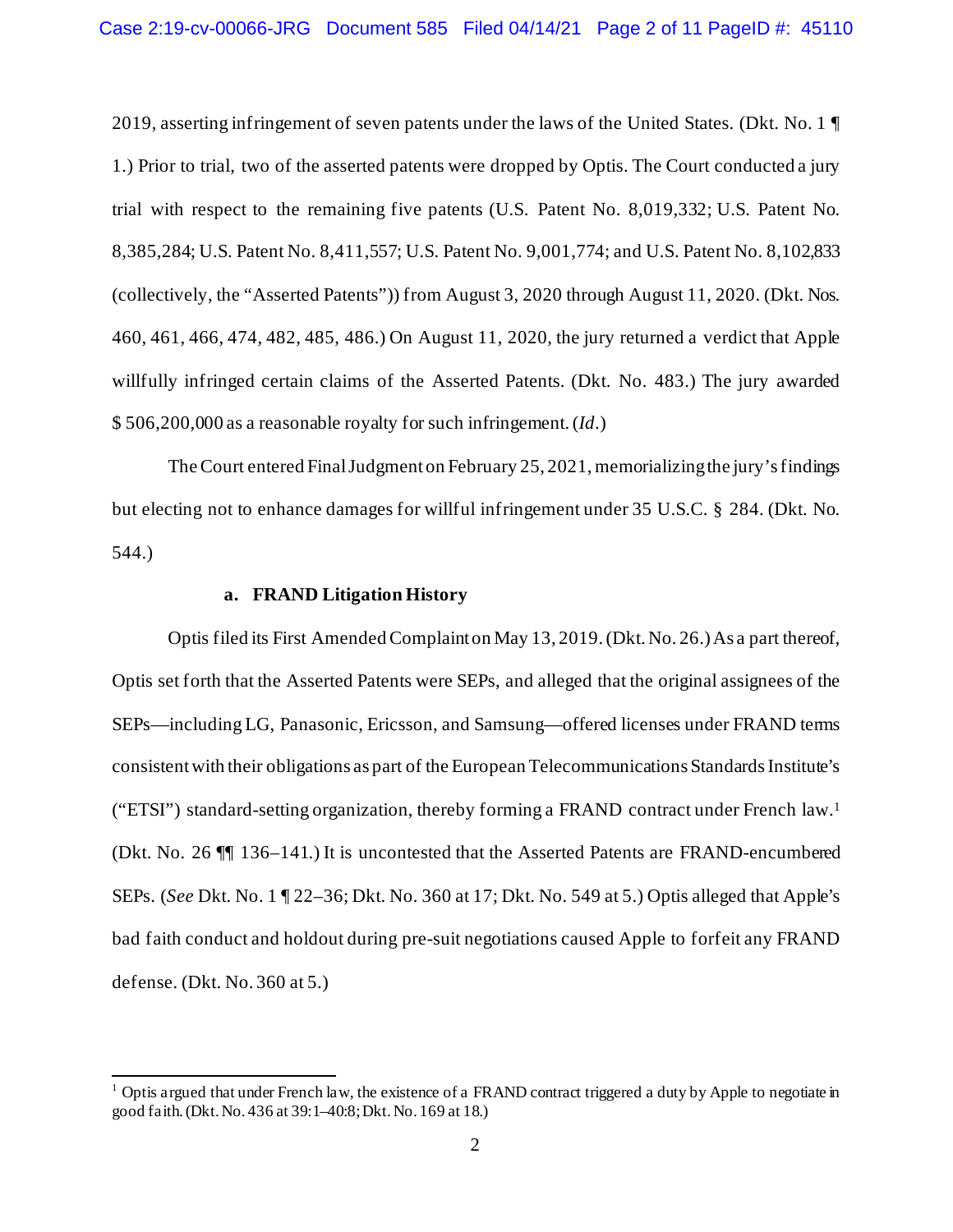2019, asserting infringement of seven patents under the laws of the United States. (Dkt. No. 1 ¶ 1.) Prior to trial, two of the asserted patents were dropped by Optis. The Court conducted a jury trial with respect to the remaining five patents (U.S. Patent No. 8,019,332; U.S. Patent No. 8,385,284; U.S. Patent No. 8,411,557; U.S. Patent No. 9,001,774; and U.S. Patent No. 8,102,833 (collectively, the "Asserted Patents")) from August 3, 2020 through August 11, 2020. (Dkt. Nos. 460, 461, 466, 474, 482, 485, 486.) On August 11, 2020, the jury returned a verdict that Apple willfully infringed certain claims of the Asserted Patents. (Dkt. No. 483.) The jury awarded $ 506,200,000 as a reasonable royalty for such infringement. (*Id*.)

The Court entered Final Judgment on February 25, 2021, memorializing the jury's findings but electing not to enhance damages for willful infringement under 35 U.S.C. § 284. (Dkt. No. 544.)

### a. FRAND Litigation History

Optis filed its First Amended Complaint on May 13, 2019. (Dkt. No. 26.) As a part thereof, Optis set forth that the Asserted Patents were SEPs, and alleged that the original assignees of the SEPs—including LG, Panasonic, Ericsson, and Samsung—offered licenses under FRAND terms consistent with their obligations as part of the European Telecommunications Standards Institute's ("ETSI") standard-setting organization, thereby forming a FRAND contract under French law.[1] (Dkt. No. 26 ¶¶ 136–141.) It is uncontested that the Asserted Patents are FRAND-encumbered SEPs. (*See* Dkt. No. 1 ¶ 22–36; Dkt. No. 360 at 17; Dkt. No. 549 at 5.) Optis alleged that Apple's bad faith conduct and holdout during pre-suit negotiations caused Apple to forfeit any FRAND defense. (Dkt. No. 360 at 5.)

---

[1] Optis argued that under French law, the existence of a FRAND contract triggered a duty by Apple to negotiate in good faith. (Dkt. No. 436 at 39:1–40:8; Dkt. No. 169 at 18.)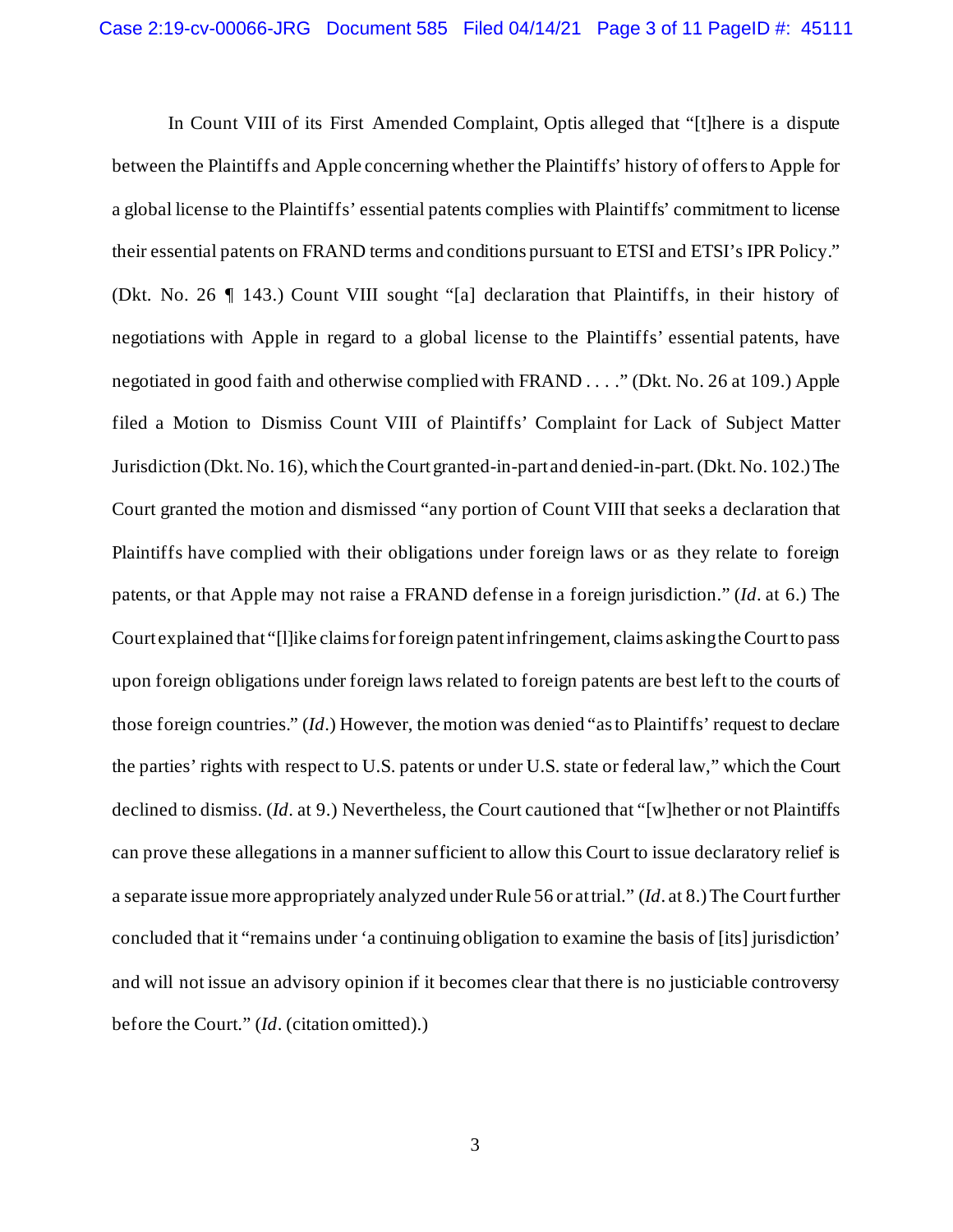In Count VIII of its First Amended Complaint, Optis alleged that "[t]here is a dispute between the Plaintiffs and Apple concerning whether the Plaintiffs' history of offers to Apple for a global license to the Plaintiffs' essential patents complies with Plaintiffs' commitment to license their essential patents on FRAND terms and conditions pursuant to ETSI and ETSI's IPR Policy." (Dkt. No. 26 ¶ 143.) Count VIII sought "[a] declaration that Plaintiffs, in their history of negotiations with Apple in regard to a global license to the Plaintiffs' essential patents, have negotiated in good faith and otherwise complied with FRAND . . . ." (Dkt. No. 26 at 109.) Apple filed a Motion to Dismiss Count VIII of Plaintiffs' Complaint for Lack of Subject Matter Jurisdiction (Dkt. No. 16), which the Court granted-in-part and denied-in-part. (Dkt. No. 102.) The Court granted the motion and dismissed "any portion of Count VIII that seeks a declaration that Plaintiffs have complied with their obligations under foreign laws or as they relate to foreign patents, or that Apple may not raise a FRAND defense in a foreign jurisdiction." (*Id*. at 6.) The Court explained that "[l]ike claims for foreign patent infringement, claims asking the Court to pass upon foreign obligations under foreign laws related to foreign patents are best left to the courts of those foreign countries." (*Id*.) However, the motion was denied "as to Plaintiffs' request to declare the parties' rights with respect to U.S. patents or under U.S. state or federal law," which the Court declined to dismiss. (*Id*. at 9.) Nevertheless, the Court cautioned that "[w]hether or not Plaintiffs can prove these allegations in a manner sufficient to allow this Court to issue declaratory relief is a separate issue more appropriately analyzed under Rule 56 or at trial." (*Id*. at 8.) The Court further concluded that it "remains under 'a continuing obligation to examine the basis of [its] jurisdiction' and will not issue an advisory opinion if it becomes clear that there is no justiciable controversy before the Court." (*Id*. (citation omitted).)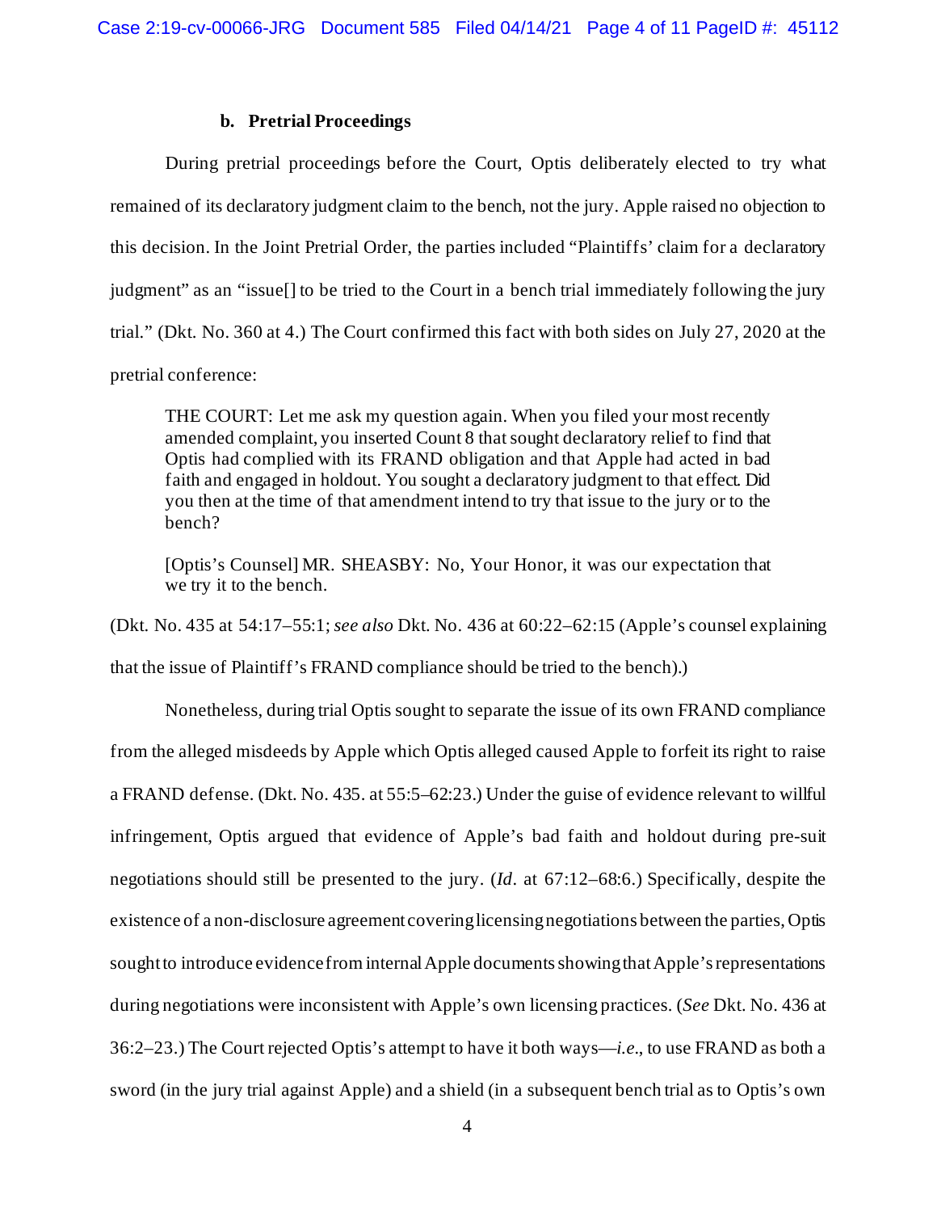### b. Pretrial Proceedings

During pretrial proceedings before the Court, Optis deliberately elected to try what remained of its declaratory judgment claim to the bench, not the jury. Apple raised no objection to this decision. In the Joint Pretrial Order, the parties included "Plaintiffs' claim for a declaratory judgment" as an "issue[] to be tried to the Court in a bench trial immediately following the jury trial." (Dkt. No. 360 at 4.) The Court confirmed this fact with both sides on July 27, 2020 at the pretrial conference:

> THE COURT: Let me ask my question again. When you filed your most recently amended complaint, you inserted Count 8 that sought declaratory relief to find that Optis had complied with its FRAND obligation and that Apple had acted in bad faith and engaged in holdout. You sought a declaratory judgment to that effect. Did you then at the time of that amendment intend to try that issue to the jury or to the bench?
>
> [Optis's Counsel] MR. SHEASBY: No, Your Honor, it was our expectation that we try it to the bench.

(Dkt. No. 435 at 54:17–55:1; *see also* Dkt. No. 436 at 60:22–62:15 (Apple's counsel explaining that the issue of Plaintiff's FRAND compliance should be tried to the bench).)

Nonetheless, during trial Optis sought to separate the issue of its own FRAND compliance from the alleged misdeeds by Apple which Optis alleged caused Apple to forfeit its right to raise a FRAND defense. (Dkt. No. 435. at 55:5–62:23.) Under the guise of evidence relevant to willful infringement, Optis argued that evidence of Apple's bad faith and holdout during pre-suit negotiations should still be presented to the jury. (*Id*. at 67:12–68:6.) Specifically, despite the existence of a non-disclosure agreement covering licensing negotiations between the parties, Optis sought to introduce evidence from internal Apple documents showing that Apple's representations during negotiations were inconsistent with Apple's own licensing practices. (*See* Dkt. No. 436 at 36:2–23.) The Court rejected Optis's attempt to have it both ways—*i.e*., to use FRAND as both a sword (in the jury trial against Apple) and a shield (in a subsequent bench trial as to Optis's own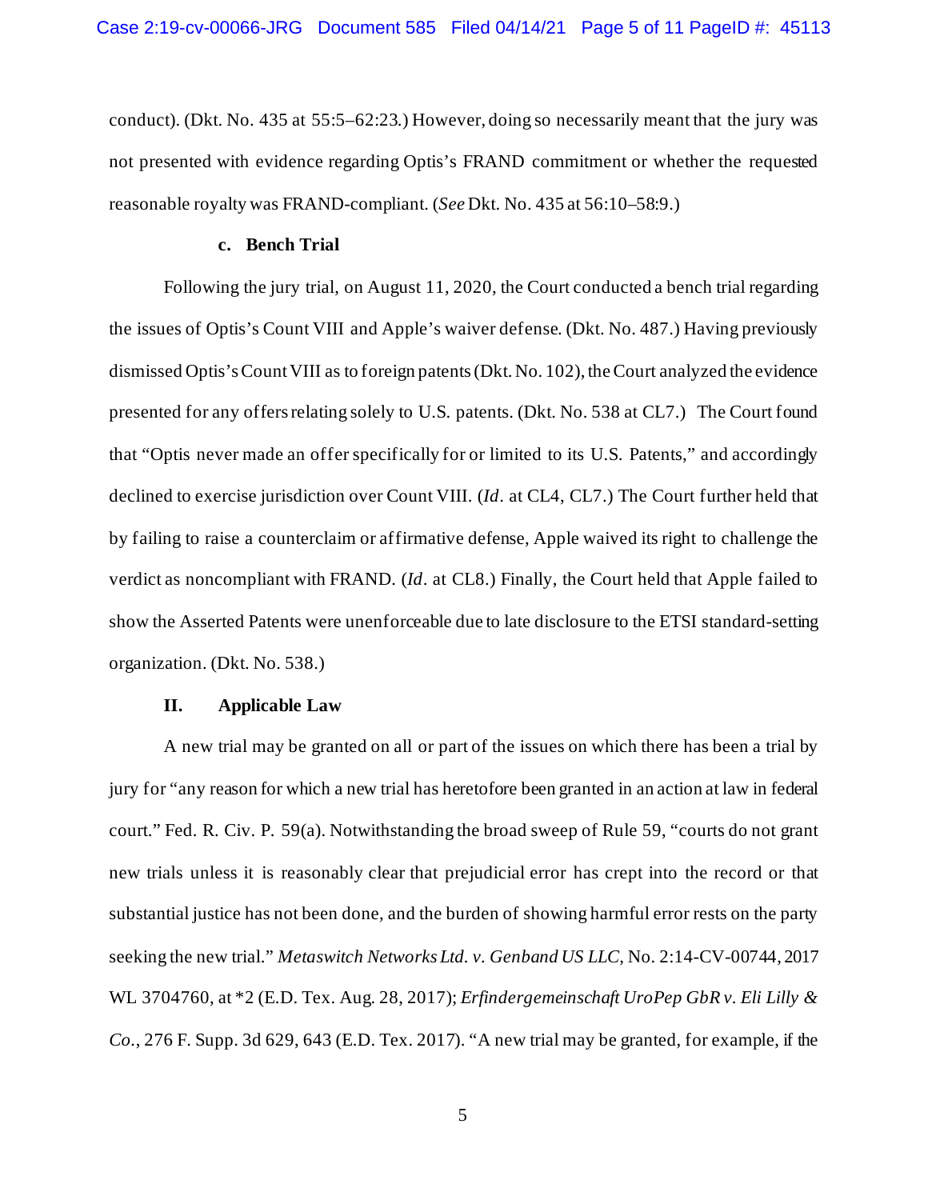conduct). (Dkt. No. 435 at 55:5–62:23.) However, doing so necessarily meant that the jury was not presented with evidence regarding Optis's FRAND commitment or whether the requested reasonable royalty was FRAND-compliant. (*See* Dkt. No. 435 at 56:10–58:9.)

#### c. Bench Trial

Following the jury trial, on August 11, 2020, the Court conducted a bench trial regarding the issues of Optis's Count VIII and Apple's waiver defense. (Dkt. No. 487.) Having previously dismissed Optis's Count VIII as to foreign patents (Dkt. No. 102), the Court analyzed the evidence presented for any offers relating solely to U.S. patents. (Dkt. No. 538 at CL7.) The Court found that "Optis never made an offer specifically for or limited to its U.S. Patents," and accordingly declined to exercise jurisdiction over Count VIII. (*Id*. at CL4, CL7.) The Court further held that by failing to raise a counterclaim or affirmative defense, Apple waived its right to challenge the verdict as noncompliant with FRAND. (*Id*. at CL8.) Finally, the Court held that Apple failed to show the Asserted Patents were unenforceable due to late disclosure to the ETSI standard-setting organization. (Dkt. No. 538.)

## II. Applicable Law

A new trial may be granted on all or part of the issues on which there has been a trial by jury for "any reason for which a new trial has heretofore been granted in an action at law in federal court." Fed. R. Civ. P. 59(a). Notwithstanding the broad sweep of Rule 59, "courts do not grant new trials unless it is reasonably clear that prejudicial error has crept into the record or that substantial justice has not been done, and the burden of showing harmful error rests on the party seeking the new trial." *Metaswitch Networks Ltd. v. Genband US LLC*, No. 2:14-CV-00744, 2017 WL 3704760, at *2 (E.D. Tex. Aug. 28, 2017); *Erfindergemeinschaft UroPep GbR v. Eli Lilly & Co.*, 276 F. Supp. 3d 629, 643 (E.D. Tex. 2017). "A new trial may be granted, for example, if the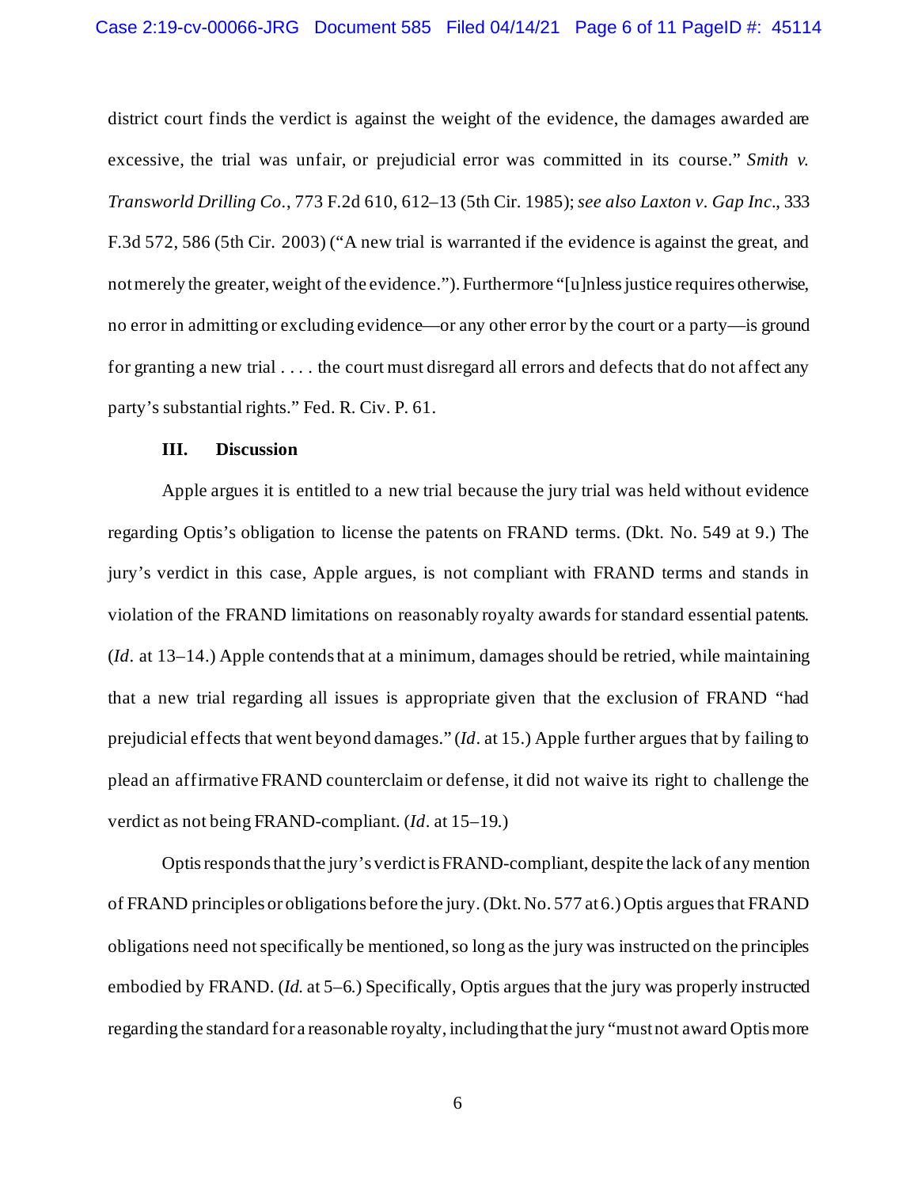district court finds the verdict is against the weight of the evidence, the damages awarded are excessive, the trial was unfair, or prejudicial error was committed in its course." *Smith v. Transworld Drilling Co.*, 773 F.2d 610, 612–13 (5th Cir. 1985); *see also Laxton v. Gap Inc.*, 333 F.3d 572, 586 (5th Cir. 2003) ("A new trial is warranted if the evidence is against the great, and not merely the greater, weight of the evidence."). Furthermore "[u]nless justice requires otherwise, no error in admitting or excluding evidence—or any other error by the court or a party—is ground for granting a new trial . . . . the court must disregard all errors and defects that do not affect any party's substantial rights." Fed. R. Civ. P. 61.

## III. Discussion

Apple argues it is entitled to a new trial because the jury trial was held without evidence regarding Optis's obligation to license the patents on FRAND terms. (Dkt. No. 549 at 9.) The jury's verdict in this case, Apple argues, is not compliant with FRAND terms and stands in violation of the FRAND limitations on reasonably royalty awards for standard essential patents. (*Id*. at 13–14.) Apple contends that at a minimum, damages should be retried, while maintaining that a new trial regarding all issues is appropriate given that the exclusion of FRAND "had prejudicial effects that went beyond damages." (*Id*. at 15.) Apple further argues that by failing to plead an affirmative FRAND counterclaim or defense, it did not waive its right to challenge the verdict as not being FRAND-compliant. (*Id*. at 15–19.)

Optis responds that the jury's verdict is FRAND-compliant, despite the lack of any mention of FRAND principles or obligations before the jury. (Dkt. No. 577 at 6.) Optis argues that FRAND obligations need not specifically be mentioned, so long as the jury was instructed on the principles embodied by FRAND. (*Id.* at 5–6.) Specifically, Optis argues that the jury was properly instructed regarding the standard for a reasonable royalty, including that the jury "must not award Optis more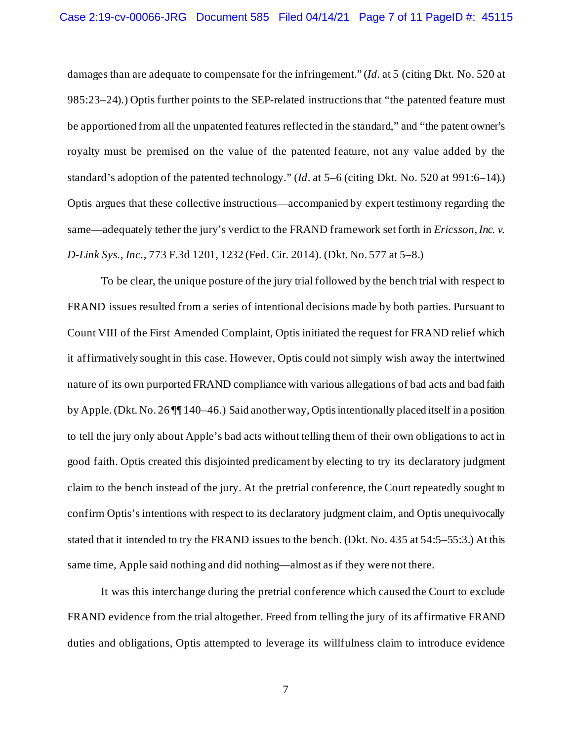damages than are adequate to compensate for the infringement." (*Id*. at 5 (citing Dkt. No. 520 at 985:23–24).) Optis further points to the SEP-related instructions that "the patented feature must be apportioned from all the unpatented features reflected in the standard," and "the patent owner's royalty must be premised on the value of the patented feature, not any value added by the standard's adoption of the patented technology." (*Id*. at 5–6 (citing Dkt. No. 520 at 991:6–14).) Optis argues that these collective instructions—accompanied by expert testimony regarding the same—adequately tether the jury's verdict to the FRAND framework set forth in *Ericsson, Inc. v. D-Link Sys., Inc.*, 773 F.3d 1201, 1232 (Fed. Cir. 2014). (Dkt. No. 577 at 5–8.)

To be clear, the unique posture of the jury trial followed by the bench trial with respect to FRAND issues resulted from a series of intentional decisions made by both parties. Pursuant to Count VIII of the First Amended Complaint, Optis initiated the request for FRAND relief which it affirmatively sought in this case. However, Optis could not simply wish away the intertwined nature of its own purported FRAND compliance with various allegations of bad acts and bad faith by Apple. (Dkt. No. 26 ¶¶ 140–46.) Said another way, Optis intentionally placed itself in a position to tell the jury only about Apple's bad acts without telling them of their own obligations to act in good faith. Optis created this disjointed predicament by electing to try its declaratory judgment claim to the bench instead of the jury. At the pretrial conference, the Court repeatedly sought to confirm Optis's intentions with respect to its declaratory judgment claim, and Optis unequivocally stated that it intended to try the FRAND issues to the bench. (Dkt. No. 435 at 54:5–55:3.) At this same time, Apple said nothing and did nothing—almost as if they were not there.

It was this interchange during the pretrial conference which caused the Court to exclude FRAND evidence from the trial altogether. Freed from telling the jury of its affirmative FRAND duties and obligations, Optis attempted to leverage its willfulness claim to introduce evidence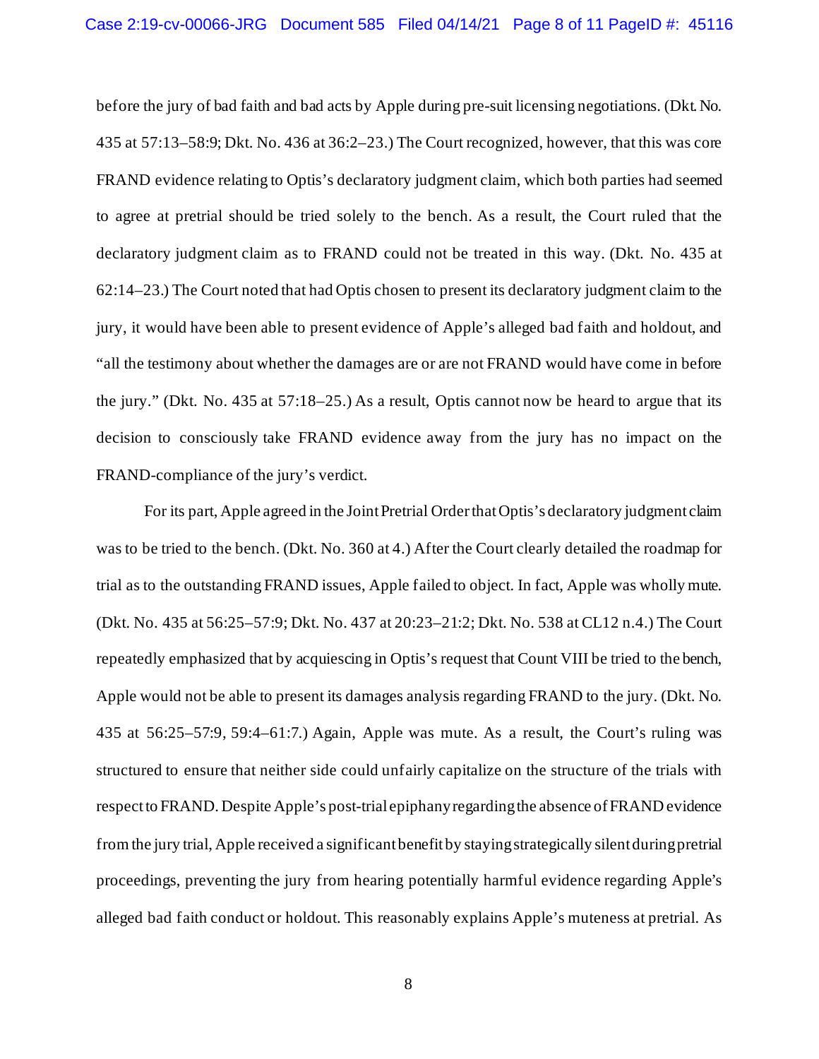before the jury of bad faith and bad acts by Apple during pre-suit licensing negotiations. (Dkt. No. 435 at 57:13–58:9; Dkt. No. 436 at 36:2–23.) The Court recognized, however, that this was core FRAND evidence relating to Optis's declaratory judgment claim, which both parties had seemed to agree at pretrial should be tried solely to the bench. As a result, the Court ruled that the declaratory judgment claim as to FRAND could not be treated in this way. (Dkt. No. 435 at 62:14–23.) The Court noted that had Optis chosen to present its declaratory judgment claim to the jury, it would have been able to present evidence of Apple's alleged bad faith and holdout, and "all the testimony about whether the damages are or are not FRAND would have come in before the jury." (Dkt. No. 435 at 57:18–25.) As a result, Optis cannot now be heard to argue that its decision to consciously take FRAND evidence away from the jury has no impact on the FRAND-compliance of the jury's verdict.

For its part, Apple agreed in the Joint Pretrial Order that Optis's declaratory judgment claim was to be tried to the bench. (Dkt. No. 360 at 4.) After the Court clearly detailed the roadmap for trial as to the outstanding FRAND issues, Apple failed to object. In fact, Apple was wholly mute. (Dkt. No. 435 at 56:25–57:9; Dkt. No. 437 at 20:23–21:2; Dkt. No. 538 at CL12 n.4.) The Court repeatedly emphasized that by acquiescing in Optis's request that Count VIII be tried to the bench, Apple would not be able to present its damages analysis regarding FRAND to the jury. (Dkt. No. 435 at 56:25–57:9, 59:4–61:7.) Again, Apple was mute. As a result, the Court's ruling was structured to ensure that neither side could unfairly capitalize on the structure of the trials with respect to FRAND. Despite Apple's post-trial epiphany regarding the absence of FRAND evidence from the jury trial, Apple received a significant benefit by staying strategically silent during pretrial proceedings, preventing the jury from hearing potentially harmful evidence regarding Apple's alleged bad faith conduct or holdout. This reasonably explains Apple's muteness at pretrial. As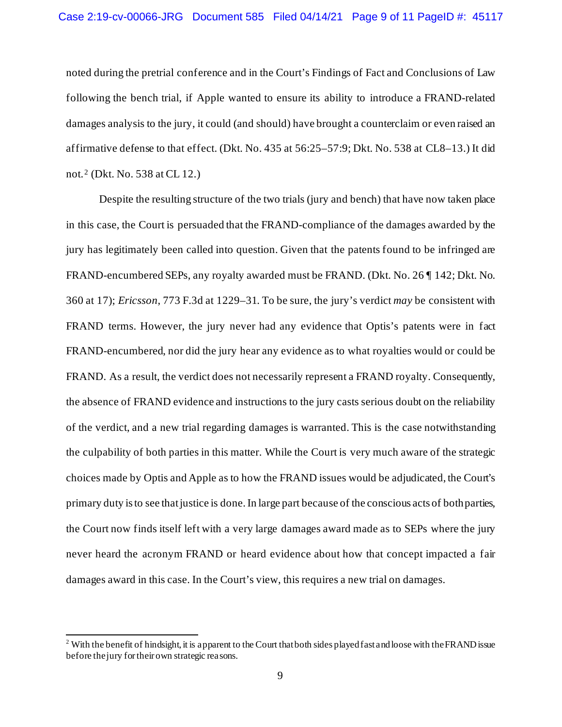noted during the pretrial conference and in the Court's Findings of Fact and Conclusions of Law following the bench trial, if Apple wanted to ensure its ability to introduce a FRAND-related damages analysis to the jury, it could (and should) have brought a counterclaim or even raised an affirmative defense to that effect. (Dkt. No. 435 at 56:25–57:9; Dkt. No. 538 at CL8–13.) It did not.[2] (Dkt. No. 538 at CL 12.)

Despite the resulting structure of the two trials (jury and bench) that have now taken place in this case, the Court is persuaded that the FRAND-compliance of the damages awarded by the jury has legitimately been called into question. Given that the patents found to be infringed are FRAND-encumbered SEPs, any royalty awarded must be FRAND. (Dkt. No. 26 ¶ 142; Dkt. No. 360 at 17); *Ericsson*, 773 F.3d at 1229–31. To be sure, the jury's verdict *may* be consistent with FRAND terms. However, the jury never had any evidence that Optis's patents were in fact FRAND-encumbered, nor did the jury hear any evidence as to what royalties would or could be FRAND. As a result, the verdict does not necessarily represent a FRAND royalty. Consequently, the absence of FRAND evidence and instructions to the jury casts serious doubt on the reliability of the verdict, and a new trial regarding damages is warranted. This is the case notwithstanding the culpability of both parties in this matter. While the Court is very much aware of the strategic choices made by Optis and Apple as to how the FRAND issues would be adjudicated, the Court's primary duty is to see that justice is done. In large part because of the conscious acts of both parties, the Court now finds itself left with a very large damages award made as to SEPs where the jury never heard the acronym FRAND or heard evidence about how that concept impacted a fair damages award in this case. In the Court's view, this requires a new trial on damages.

---

[2] With the benefit of hindsight, it is apparent to the Court that both sides played fast and loose with the FRAND issue before the jury for their own strategic reasons.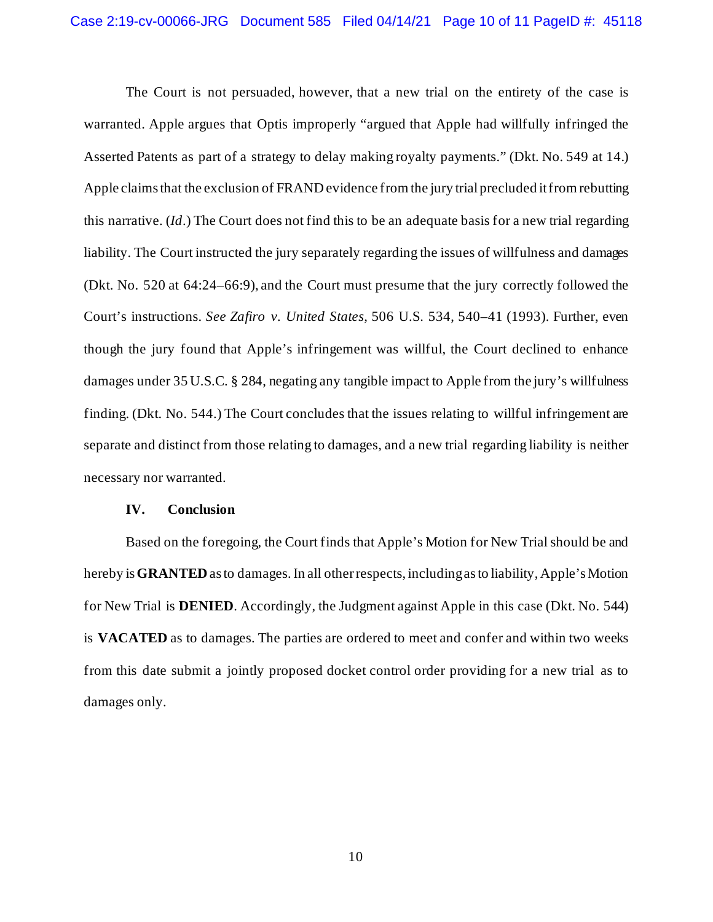The Court is not persuaded, however, that a new trial on the entirety of the case is warranted. Apple argues that Optis improperly "argued that Apple had willfully infringed the Asserted Patents as part of a strategy to delay making royalty payments." (Dkt. No. 549 at 14.) Apple claims that the exclusion of FRAND evidence from the jury trial precluded it from rebutting this narrative. (*Id*.) The Court does not find this to be an adequate basis for a new trial regarding liability. The Court instructed the jury separately regarding the issues of willfulness and damages (Dkt. No. 520 at 64:24–66:9), and the Court must presume that the jury correctly followed the Court's instructions. *See Zafiro v. United States*, 506 U.S. 534, 540–41 (1993). Further, even though the jury found that Apple's infringement was willful, the Court declined to enhance damages under 35 U.S.C. § 284, negating any tangible impact to Apple from the jury's willfulness finding. (Dkt. No. 544.) The Court concludes that the issues relating to willful infringement are separate and distinct from those relating to damages, and a new trial regarding liability is neither necessary nor warranted.

### IV. Conclusion

Based on the foregoing, the Court finds that Apple's Motion for New Trial should be and hereby is **GRANTED** as to damages. In all other respects, including as to liability, Apple's Motion for New Trial is **DENIED**. Accordingly, the Judgment against Apple in this case (Dkt. No. 544) is **VACATED** as to damages. The parties are ordered to meet and confer and within two weeks from this date submit a jointly proposed docket control order providing for a new trial as to damages only.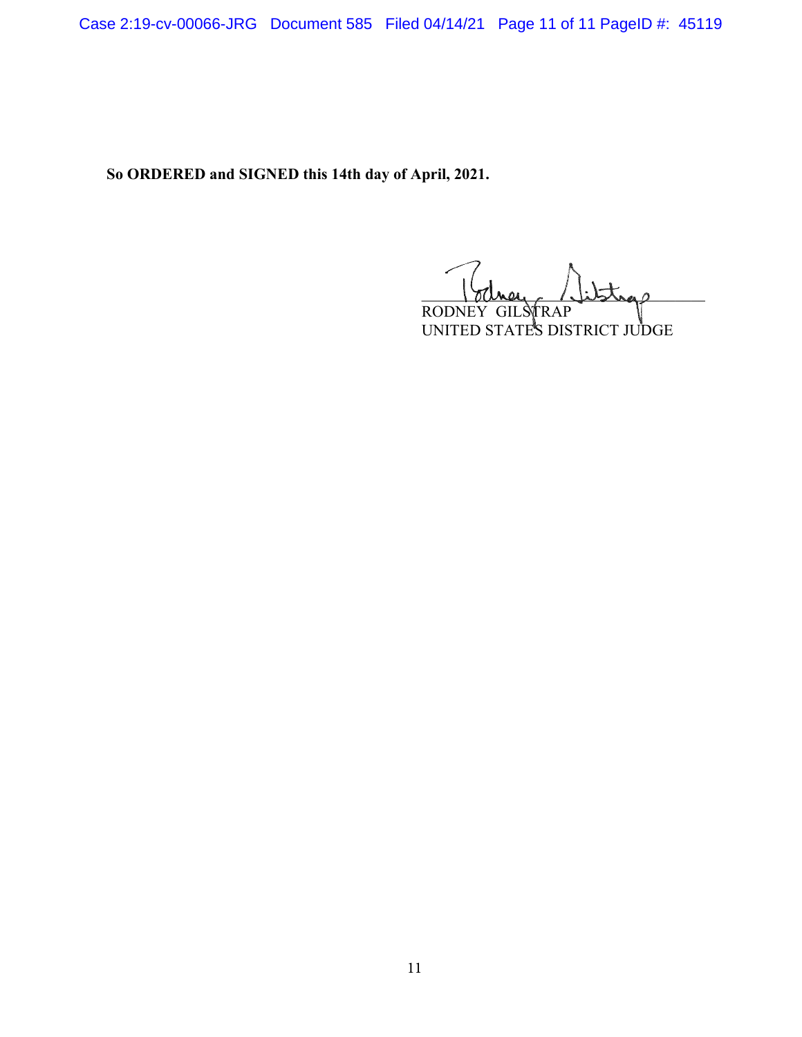**So ORDERED and SIGNED this 14th day of April, 2021.**

RODNEY GILSTRAP
UNITED STATES DISTRICT JUDGE